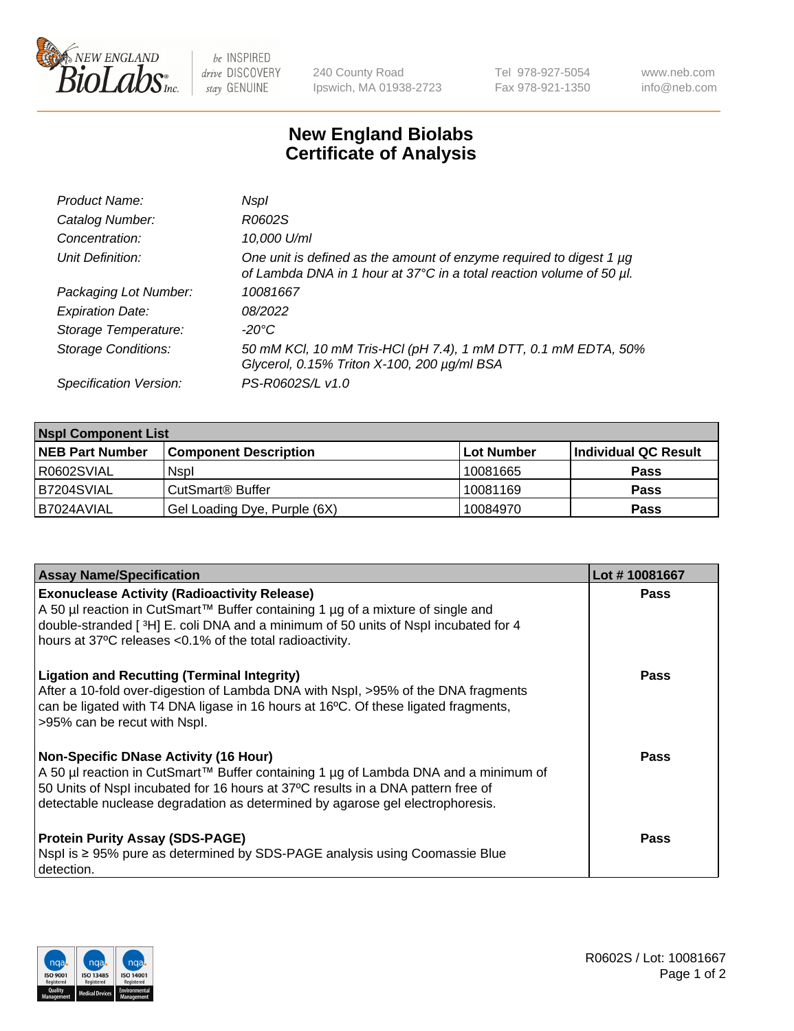New England BioLabs Inc.

be INSPIRED drive DISCOVERY stay GENUINE

240 County Road
Ipswich, MA 01938-2723

Tel 978-927-5054
Fax 978-921-1350

www.neb.com
info@neb.com

# New England Biolabs Certificate of Analysis

| | |
|---|---|
| *Product Name:* | *NspI* |
| *Catalog Number:* | *R0602S* |
| *Concentration:* | *10,000 U/ml* |
| *Unit Definition:* | *One unit is defined as the amount of enzyme required to digest 1 µg of Lambda DNA in 1 hour at 37°C in a total reaction volume of 50 µl.* |
| *Packaging Lot Number:* | *10081667* |
| *Expiration Date:* | *08/2022* |
| *Storage Temperature:* | *-20°C* |
| *Storage Conditions:* | *50 mM KCl, 10 mM Tris-HCl (pH 7.4), 1 mM DTT, 0.1 mM EDTA, 50% Glycerol, 0.15% Triton X-100, 200 µg/ml BSA* |
| *Specification Version:* | *PS-R0602S/L v1.0* |

| NspI Component List | | | |
|---|---|---|---|
| **NEB Part Number** | **Component Description** | **Lot Number** | **Individual QC Result** |
| R0602SVIAL | NspI | 10081665 | **Pass** |
| B7204SVIAL | CutSmart® Buffer | 10081169 | **Pass** |
| B7024AVIAL | Gel Loading Dye, Purple (6X) | 10084970 | **Pass** |

| Assay Name/Specification | Lot # 10081667 |
|---|---|
| **Exonuclease Activity (Radioactivity Release)** A 50 µl reaction in CutSmart™ Buffer containing 1 µg of a mixture of single and double-stranded [ $^3$H] E. coli DNA and a minimum of 50 units of NspI incubated for 4 hours at 37ºC releases <0.1% of the total radioactivity. | **Pass** |
| **Ligation and Recutting (Terminal Integrity)** After a 10-fold over-digestion of Lambda DNA with NspI, >95% of the DNA fragments can be ligated with T4 DNA ligase in 16 hours at 16ºC. Of these ligated fragments, >95% can be recut with NspI. | **Pass** |
| **Non-Specific DNase Activity (16 Hour)** A 50 µl reaction in CutSmart™ Buffer containing 1 µg of Lambda DNA and a minimum of 50 Units of NspI incubated for 16 hours at 37ºC results in a DNA pattern free of detectable nuclease degradation as determined by agarose gel electrophoresis. | **Pass** |
| **Protein Purity Assay (SDS-PAGE)** NspI is ≥ 95% pure as determined by SDS-PAGE analysis using Coomassie Blue detection. | **Pass** |

R0602S / Lot: 10081667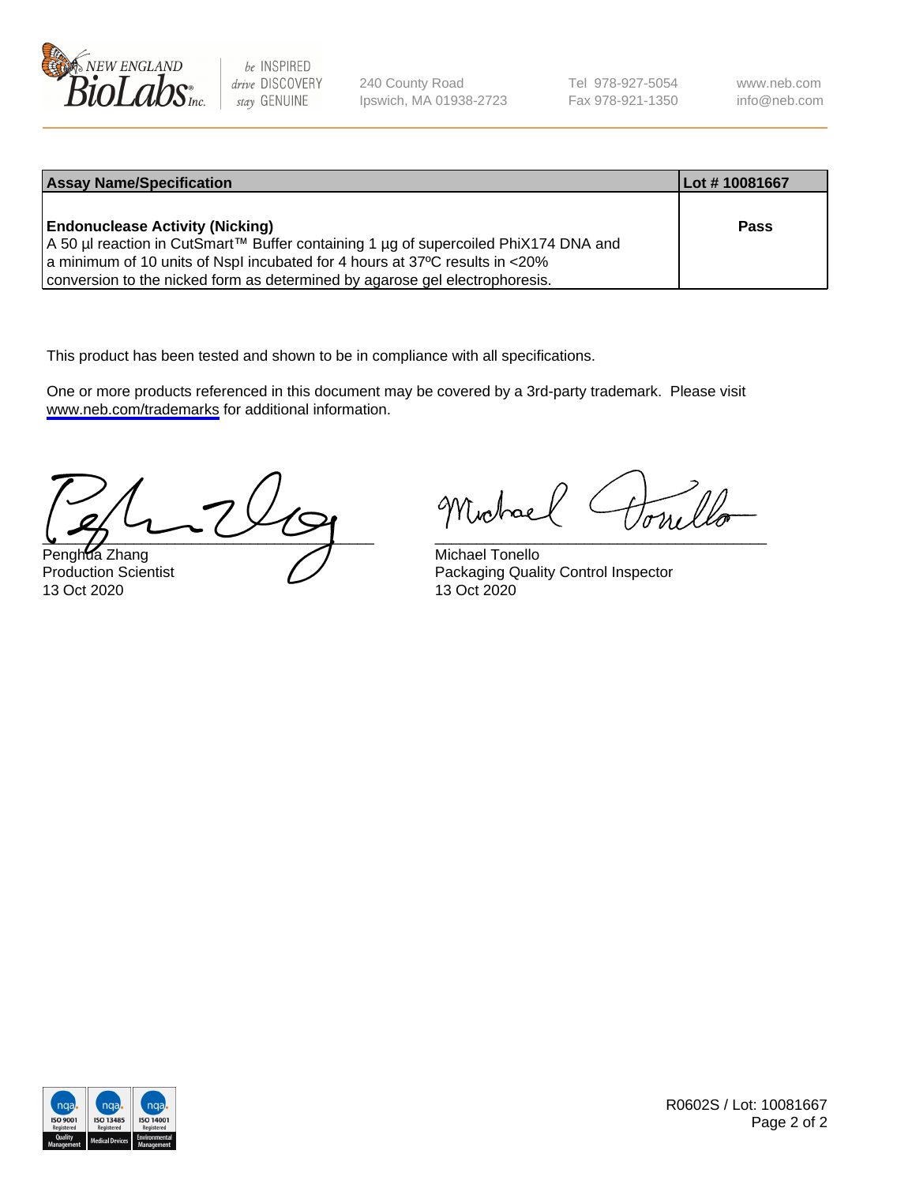| Assay Name/Specification | Lot # 10081667 |
| --- | --- |
| **Endonuclease Activity (Nicking)**<br>A 50 µl reaction in CutSmart™ Buffer containing 1 µg of supercoiled PhiX174 DNA and a minimum of 10 units of NspI incubated for 4 hours at 37ºC results in <20% conversion to the nicked form as determined by agarose gel electrophoresis. | **Pass** |

This product has been tested and shown to be in compliance with all specifications.

One or more products referenced in this document may be covered by a 3rd-party trademark. Please visit www.neb.com/trademarks for additional information.

Penghua Zhang
Production Scientist
13 Oct 2020

Michael Tonello
Packaging Quality Control Inspector
13 Oct 2020

R0602S / Lot: 10081667